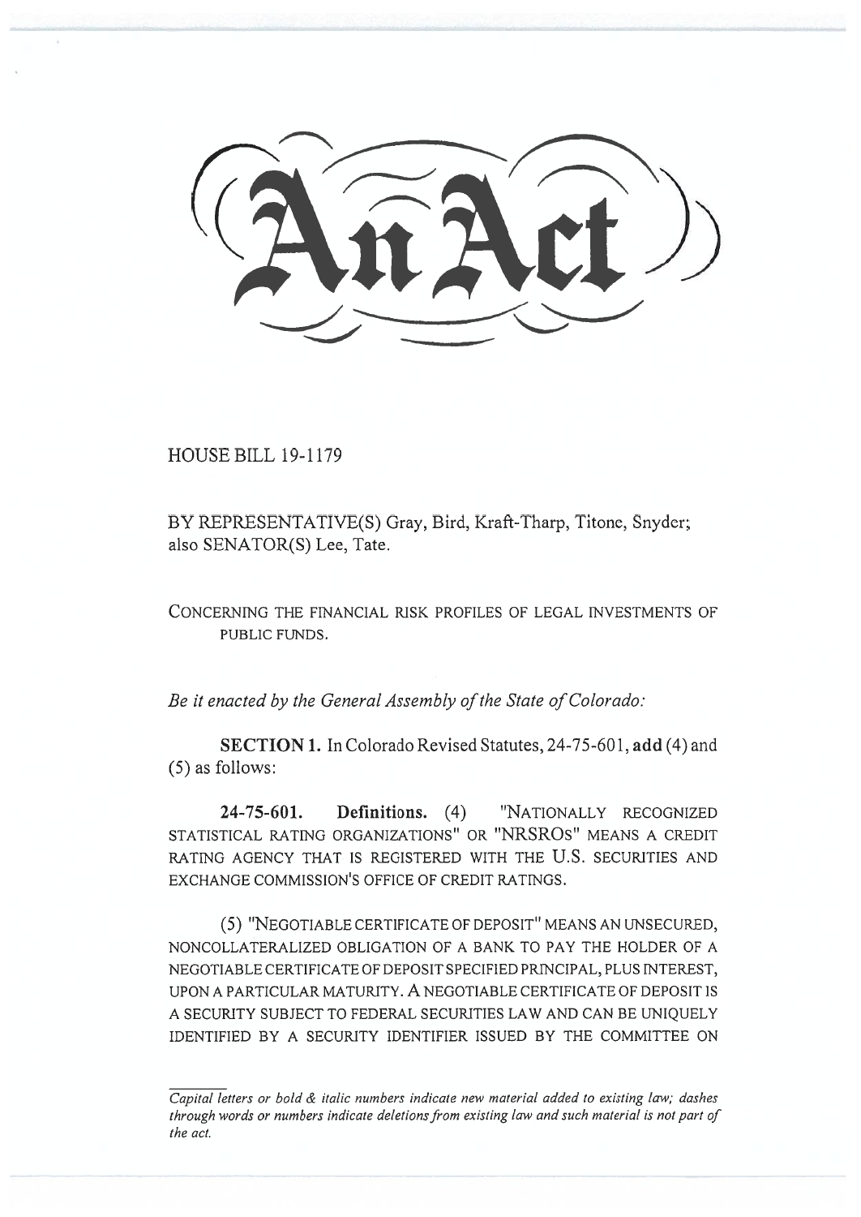# An Act

HOUSE BILL 19-1179

BY REPRESENTATIVE(S) Gray, Bird, Kraft-Tharp, Titone, Snyder; also SENATOR(S) Lee, Tate.

CONCERNING THE FINANCIAL RISK PROFILES OF LEGAL INVESTMENTS OF PUBLIC FUNDS.

*Be it enacted by the General Assembly of the State of Colorado:*

**SECTION 1.** In Colorado Revised Statutes, 24-75-601, **add** (4) and (5) as follows:

**24-75-601. Definitions.** (4) "NATIONALLY RECOGNIZED STATISTICAL RATING ORGANIZATIONS" OR "NRSROS" MEANS A CREDIT RATING AGENCY THAT IS REGISTERED WITH THE U.S. SECURITIES AND EXCHANGE COMMISSION'S OFFICE OF CREDIT RATINGS.

(5) "NEGOTIABLE CERTIFICATE OF DEPOSIT" MEANS AN UNSECURED, NONCOLLATERALIZED OBLIGATION OF A BANK TO PAY THE HOLDER OF A NEGOTIABLE CERTIFICATE OF DEPOSIT SPECIFIED PRINCIPAL, PLUS INTEREST, UPON A PARTICULAR MATURITY. A NEGOTIABLE CERTIFICATE OF DEPOSIT IS A SECURITY SUBJECT TO FEDERAL SECURITIES LAW AND CAN BE UNIQUELY IDENTIFIED BY A SECURITY IDENTIFIER ISSUED BY THE COMMITTEE ON

*Capital letters or bold & italic numbers indicate new material added to existing law; dashes through words or numbers indicate deletions from existing law and such material is not part of the act.*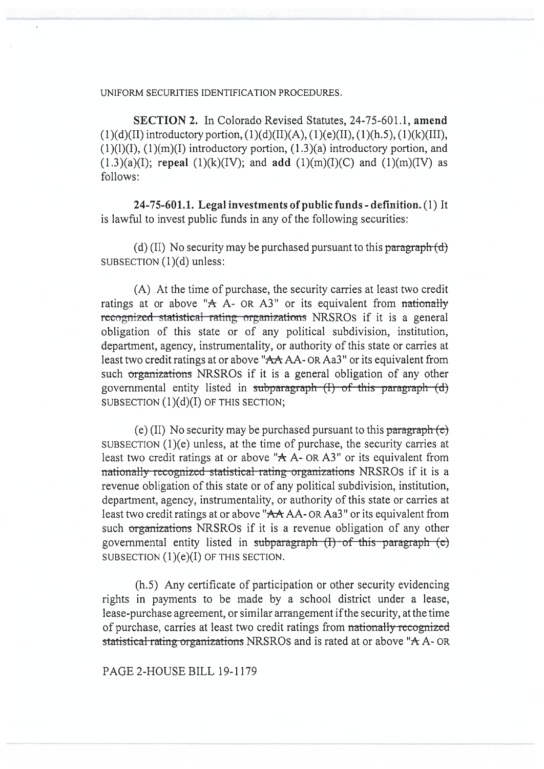UNIFORM SECURITIES IDENTIFICATION PROCEDURES.

**SECTION 2.** In Colorado Revised Statutes, 24-75-601.1, **amend** (1)(d)(II) introductory portion, (1)(d)(II)(A), (1)(e)(II), (1)(h.5), (1)(k)(III), (1)(l)(I), (1)(m)(I) introductory portion, (1.3)(a) introductory portion, and (1.3)(a)(I); **repeal** (1)(k)(IV); and **add** (1)(m)(I)(C) and (1)(m)(IV) as follows:

**24-75-601.1. Legal investments of public funds - definition.** (1) It is lawful to invest public funds in any of the following securities:

(d) (II) No security may be purchased pursuant to this ~~paragraph (d)~~ SUBSECTION (1)(d) unless:

(A) At the time of purchase, the security carries at least two credit ratings at or above "~~A~~ A- OR A3" or its equivalent from ~~nationally recognized statistical rating organizations~~ NRSROS if it is a general obligation of this state or of any political subdivision, institution, department, agency, instrumentality, or authority of this state or carries at least two credit ratings at or above "~~AA~~ AA- OR Aa3" or its equivalent from such ~~organizations~~ NRSROS if it is a general obligation of any other governmental entity listed in ~~subparagraph (I) of this paragraph (d)~~ SUBSECTION (1)(d)(I) OF THIS SECTION;

(e) (II) No security may be purchased pursuant to this ~~paragraph (e)~~ SUBSECTION (1)(e) unless, at the time of purchase, the security carries at least two credit ratings at or above "~~A~~ A- OR A3" or its equivalent from ~~nationally recognized statistical rating organizations~~ NRSROS if it is a revenue obligation of this state or of any political subdivision, institution, department, agency, instrumentality, or authority of this state or carries at least two credit ratings at or above "~~AA~~ AA- OR Aa3" or its equivalent from such ~~organizations~~ NRSROS if it is a revenue obligation of any other governmental entity listed in ~~subparagraph (I) of this paragraph (e)~~ SUBSECTION (1)(e)(I) OF THIS SECTION.

(h.5) Any certificate of participation or other security evidencing rights in payments to be made by a school district under a lease, lease-purchase agreement, or similar arrangement if the security, at the time of purchase, carries at least two credit ratings from ~~nationally recognized statistical rating organizations~~ NRSROS and is rated at or above "~~A~~ A- OR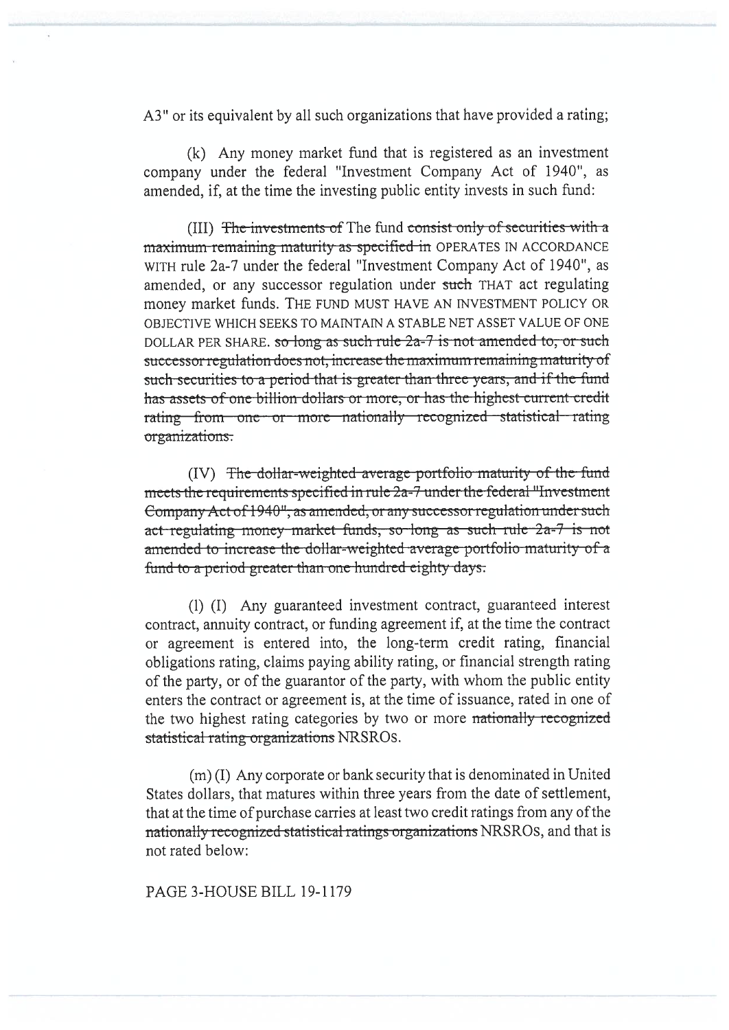A3" or its equivalent by all such organizations that have provided a rating;

(k) Any money market fund that is registered as an investment company under the federal "Investment Company Act of 1940", as amended, if, at the time the investing public entity invests in such fund:

(III) ~~The investments of~~ The fund ~~consist only of securities with a maximum remaining maturity as specified in~~ OPERATES IN ACCORDANCE WITH rule 2a-7 under the federal "Investment Company Act of 1940", as amended, or any successor regulation under ~~such~~ THAT act regulating money market funds. THE FUND MUST HAVE AN INVESTMENT POLICY OR OBJECTIVE WHICH SEEKS TO MAINTAIN A STABLE NET ASSET VALUE OF ONE DOLLAR PER SHARE. ~~so long as such rule 2a-7 is not amended to, or such successor regulation does not, increase the maximum remaining maturity of such securities to a period that is greater than three years, and if the fund has assets of one billion dollars or more, or has the highest current credit rating from one or more nationally recognized statistical rating organizations.~~

(IV) ~~The dollar-weighted average portfolio maturity of the fund meets the requirements specified in rule 2a-7 under the federal "Investment Company Act of 1940", as amended, or any successor regulation under such act regulating money market funds, so long as such rule 2a-7 is not amended to increase the dollar-weighted average portfolio maturity of a fund to a period greater than one hundred eighty days.~~

(l) (I) Any guaranteed investment contract, guaranteed interest contract, annuity contract, or funding agreement if, at the time the contract or agreement is entered into, the long-term credit rating, financial obligations rating, claims paying ability rating, or financial strength rating of the party, or of the guarantor of the party, with whom the public entity enters the contract or agreement is, at the time of issuance, rated in one of the two highest rating categories by two or more ~~nationally recognized statistical rating organizations~~ NRSROS.

(m) (I) Any corporate or bank security that is denominated in United States dollars, that matures within three years from the date of settlement, that at the time of purchase carries at least two credit ratings from any of the ~~nationally recognized statistical ratings organizations~~ NRSROS, and that is not rated below: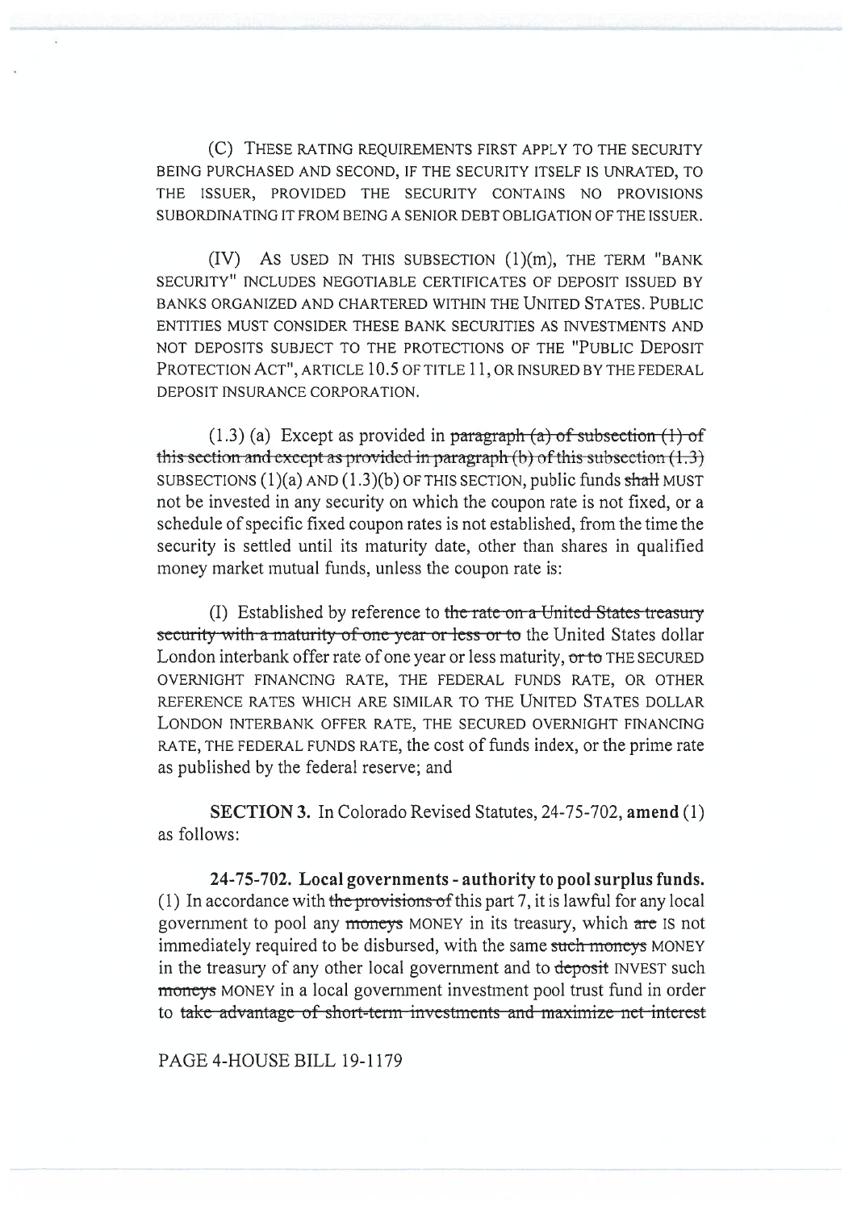(C) THESE RATING REQUIREMENTS FIRST APPLY TO THE SECURITY BEING PURCHASED AND SECOND, IF THE SECURITY ITSELF IS UNRATED, TO THE ISSUER, PROVIDED THE SECURITY CONTAINS NO PROVISIONS SUBORDINATING IT FROM BEING A SENIOR DEBT OBLIGATION OF THE ISSUER.

(IV) AS USED IN THIS SUBSECTION (1)(m), THE TERM "BANK SECURITY" INCLUDES NEGOTIABLE CERTIFICATES OF DEPOSIT ISSUED BY BANKS ORGANIZED AND CHARTERED WITHIN THE UNITED STATES. PUBLIC ENTITIES MUST CONSIDER THESE BANK SECURITIES AS INVESTMENTS AND NOT DEPOSITS SUBJECT TO THE PROTECTIONS OF THE "PUBLIC DEPOSIT PROTECTION ACT", ARTICLE 10.5 OF TITLE 11, OR INSURED BY THE FEDERAL DEPOSIT INSURANCE CORPORATION.

(1.3) (a) Except as provided in ~~paragraph (a) of subsection (1) of this section and except as provided in paragraph (b) of this subsection (1.3)~~ SUBSECTIONS (1)(a) AND (1.3)(b) OF THIS SECTION, public funds ~~shall~~ MUST not be invested in any security on which the coupon rate is not fixed, or a schedule of specific fixed coupon rates is not established, from the time the security is settled until its maturity date, other than shares in qualified money market mutual funds, unless the coupon rate is:

(I) Established by reference to ~~the rate on a United States treasury security with a maturity of one year or less or to~~ the United States dollar London interbank offer rate of one year or less maturity, ~~or to~~ THE SECURED OVERNIGHT FINANCING RATE, THE FEDERAL FUNDS RATE, OR OTHER REFERENCE RATES WHICH ARE SIMILAR TO THE UNITED STATES DOLLAR LONDON INTERBANK OFFER RATE, THE SECURED OVERNIGHT FINANCING RATE, THE FEDERAL FUNDS RATE, the cost of funds index, or the prime rate as published by the federal reserve; and

**SECTION 3.** In Colorado Revised Statutes, 24-75-702, **amend** (1) as follows:

**24-75-702. Local governments - authority to pool surplus funds.** (1) In accordance with ~~the provisions of~~ this part 7, it is lawful for any local government to pool any ~~moneys~~ MONEY in its treasury, which ~~are~~ IS not immediately required to be disbursed, with the same ~~such moneys~~ MONEY in the treasury of any other local government and to ~~deposit~~ INVEST such ~~moneys~~ MONEY in a local government investment pool trust fund in order to ~~take advantage of short-term investments and maximize net interest~~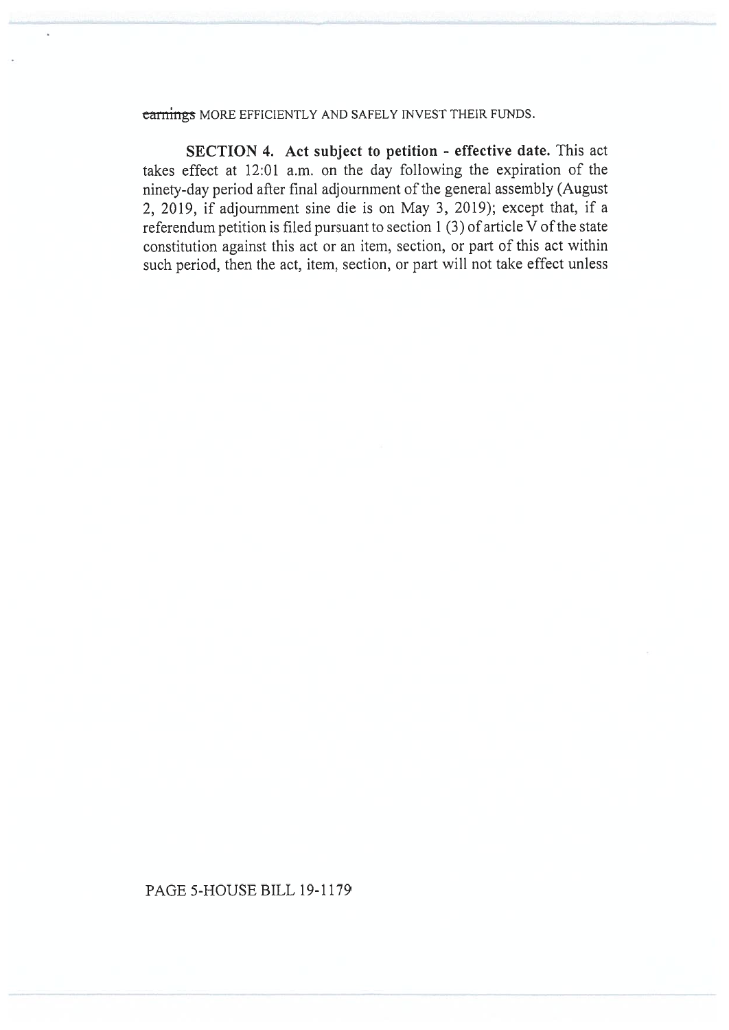~~earnings~~ MORE EFFICIENTLY AND SAFELY INVEST THEIR FUNDS.

**SECTION 4. Act subject to petition - effective date.** This act takes effect at 12:01 a.m. on the day following the expiration of the ninety-day period after final adjournment of the general assembly (August 2, 2019, if adjournment sine die is on May 3, 2019); except that, if a referendum petition is filed pursuant to section 1 (3) of article V of the state constitution against this act or an item, section, or part of this act within such period, then the act, item, section, or part will not take effect unless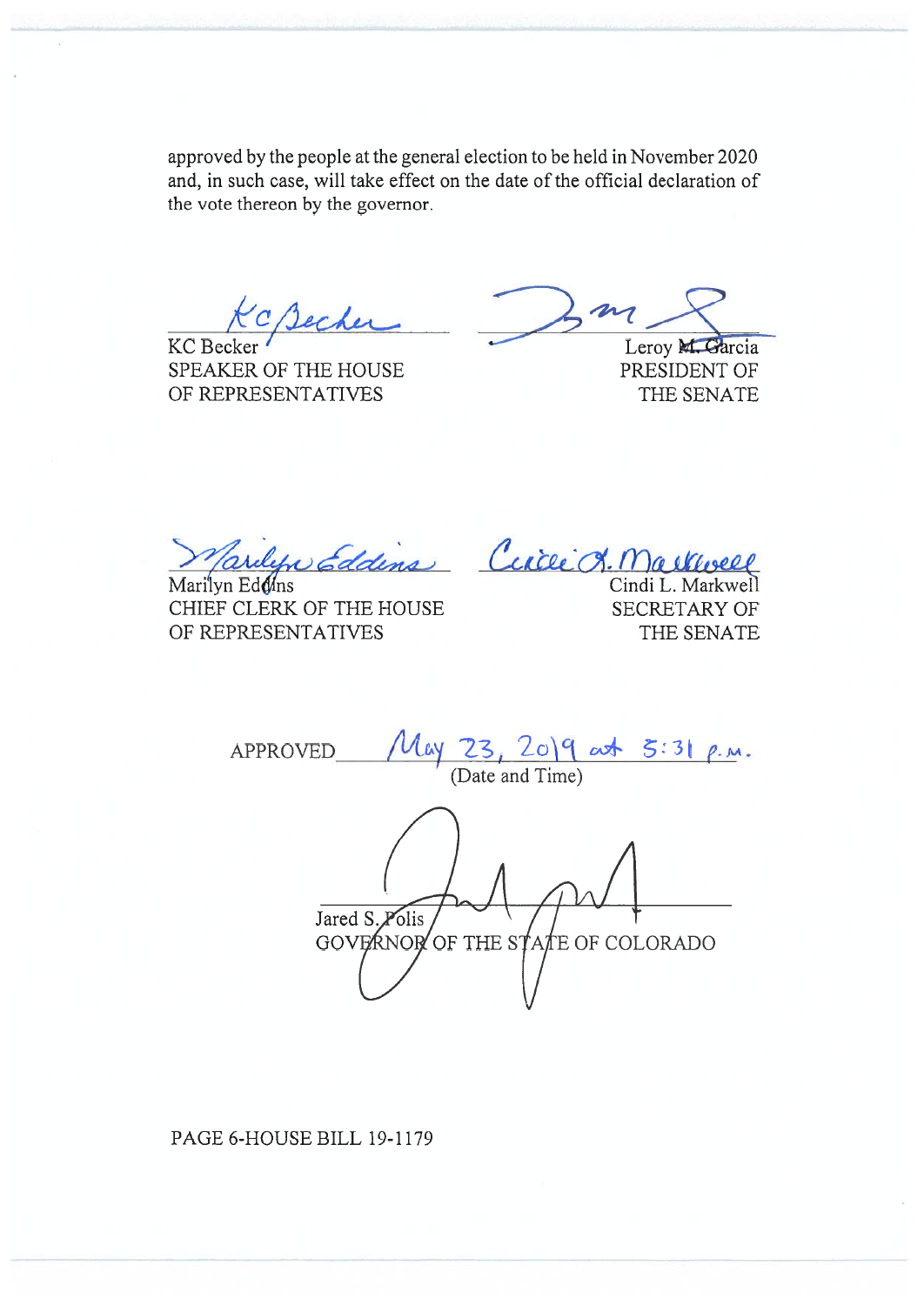approved by the people at the general election to be held in November 2020 and, in such case, will take effect on the date of the official declaration of the vote thereon by the governor.

KC Becker
SPEAKER OF THE HOUSE
OF REPRESENTATIVES

Leroy M. Garcia
PRESIDENT OF
THE SENATE

Marilyn Eddins
CHIEF CLERK OF THE HOUSE
OF REPRESENTATIVES

Cindi L. Markwell
SECRETARY OF
THE SENATE

APPROVED May 23, 2019 at 5:31 p.m.
(Date and Time)

Jared S. Polis
GOVERNOR OF THE STATE OF COLORADO

PAGE 6-HOUSE BILL 19-1179